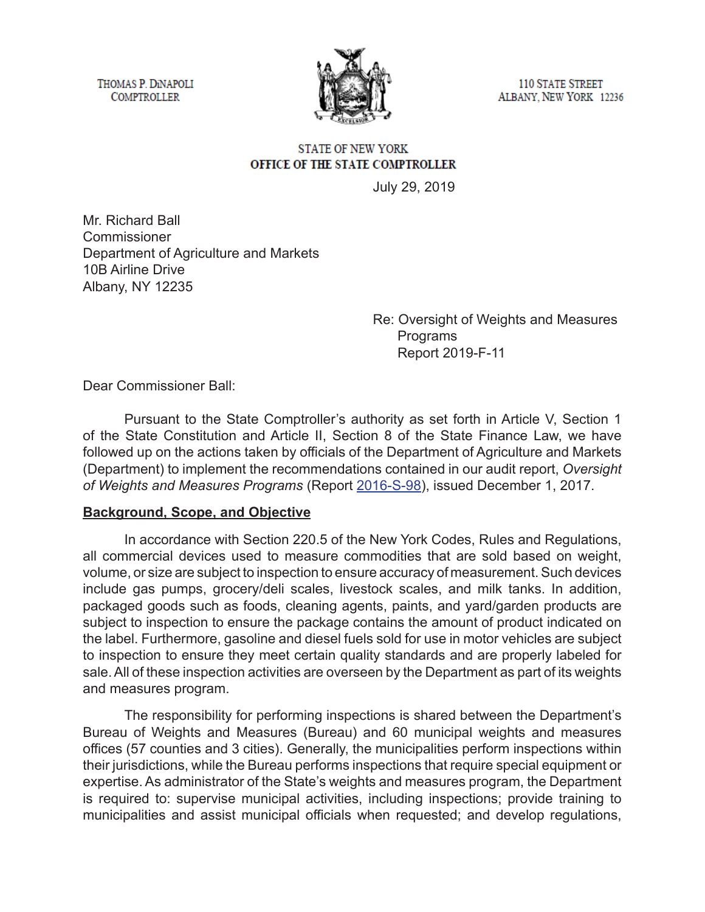THOMAS P. DiNAPOLI
COMPTROLLER

110 STATE STREET
ALBANY, NEW YORK 12236

STATE OF NEW YORK
OFFICE OF THE STATE COMPTROLLER

July 29, 2019

Mr. Richard Ball
Commissioner
Department of Agriculture and Markets
10B Airline Drive
Albany, NY 12235

Re: Oversight of Weights and Measures Programs
Report 2019-F-11

Dear Commissioner Ball:

Pursuant to the State Comptroller's authority as set forth in Article V, Section 1 of the State Constitution and Article II, Section 8 of the State Finance Law, we have followed up on the actions taken by officials of the Department of Agriculture and Markets (Department) to implement the recommendations contained in our audit report, *Oversight of Weights and Measures Programs* (Report 2016-S-98), issued December 1, 2017.

**Background, Scope, and Objective**

In accordance with Section 220.5 of the New York Codes, Rules and Regulations, all commercial devices used to measure commodities that are sold based on weight, volume, or size are subject to inspection to ensure accuracy of measurement. Such devices include gas pumps, grocery/deli scales, livestock scales, and milk tanks. In addition, packaged goods such as foods, cleaning agents, paints, and yard/garden products are subject to inspection to ensure the package contains the amount of product indicated on the label. Furthermore, gasoline and diesel fuels sold for use in motor vehicles are subject to inspection to ensure they meet certain quality standards and are properly labeled for sale. All of these inspection activities are overseen by the Department as part of its weights and measures program.

The responsibility for performing inspections is shared between the Department's Bureau of Weights and Measures (Bureau) and 60 municipal weights and measures offices (57 counties and 3 cities). Generally, the municipalities perform inspections within their jurisdictions, while the Bureau performs inspections that require special equipment or expertise. As administrator of the State's weights and measures program, the Department is required to: supervise municipal activities, including inspections; provide training to municipalities and assist municipal officials when requested; and develop regulations,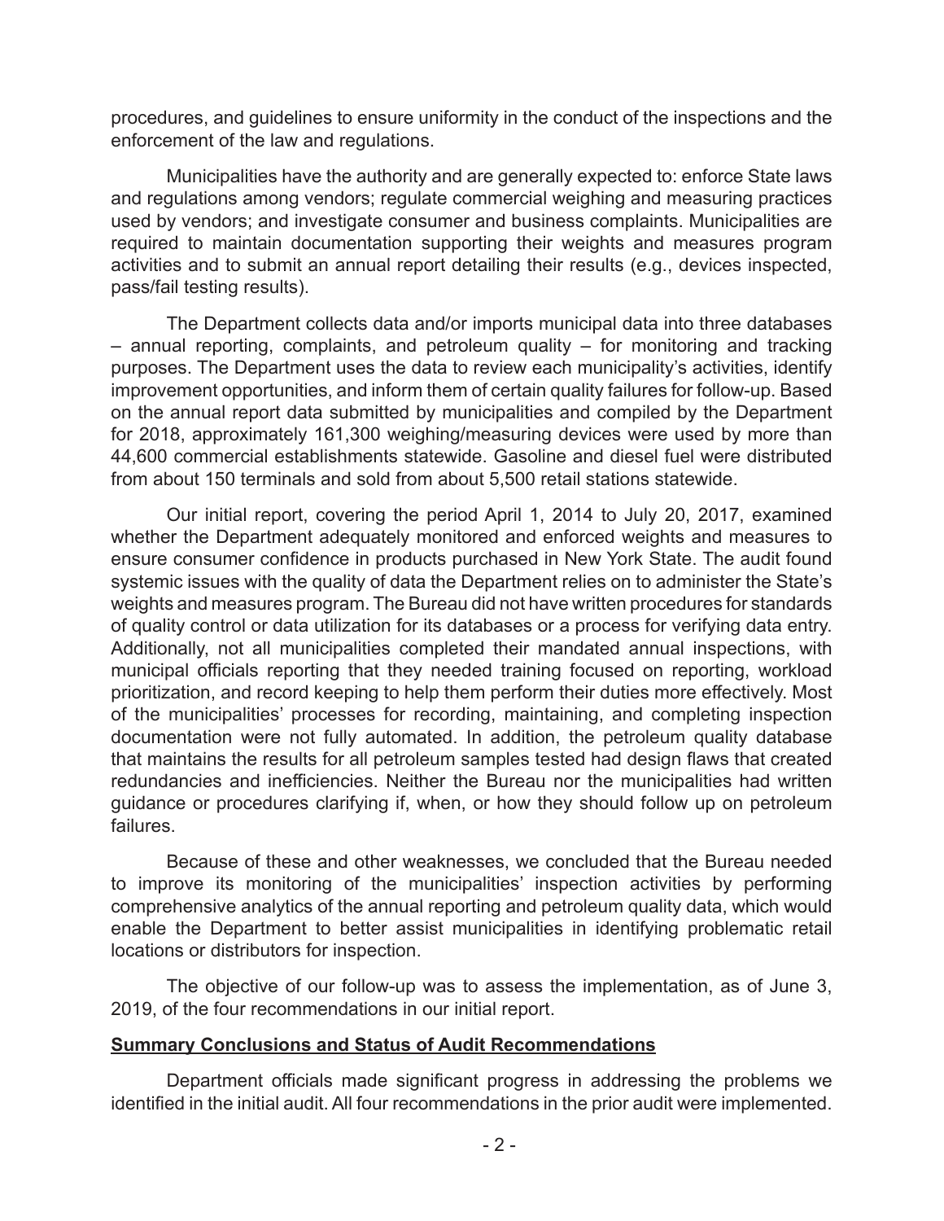procedures, and guidelines to ensure uniformity in the conduct of the inspections and the enforcement of the law and regulations.

Municipalities have the authority and are generally expected to: enforce State laws and regulations among vendors; regulate commercial weighing and measuring practices used by vendors; and investigate consumer and business complaints. Municipalities are required to maintain documentation supporting their weights and measures program activities and to submit an annual report detailing their results (e.g., devices inspected, pass/fail testing results).

The Department collects data and/or imports municipal data into three databases – annual reporting, complaints, and petroleum quality – for monitoring and tracking purposes. The Department uses the data to review each municipality's activities, identify improvement opportunities, and inform them of certain quality failures for follow-up. Based on the annual report data submitted by municipalities and compiled by the Department for 2018, approximately 161,300 weighing/measuring devices were used by more than 44,600 commercial establishments statewide. Gasoline and diesel fuel were distributed from about 150 terminals and sold from about 5,500 retail stations statewide.

Our initial report, covering the period April 1, 2014 to July 20, 2017, examined whether the Department adequately monitored and enforced weights and measures to ensure consumer confidence in products purchased in New York State. The audit found systemic issues with the quality of data the Department relies on to administer the State's weights and measures program. The Bureau did not have written procedures for standards of quality control or data utilization for its databases or a process for verifying data entry. Additionally, not all municipalities completed their mandated annual inspections, with municipal officials reporting that they needed training focused on reporting, workload prioritization, and record keeping to help them perform their duties more effectively. Most of the municipalities' processes for recording, maintaining, and completing inspection documentation were not fully automated. In addition, the petroleum quality database that maintains the results for all petroleum samples tested had design flaws that created redundancies and inefficiencies. Neither the Bureau nor the municipalities had written guidance or procedures clarifying if, when, or how they should follow up on petroleum failures.

Because of these and other weaknesses, we concluded that the Bureau needed to improve its monitoring of the municipalities' inspection activities by performing comprehensive analytics of the annual reporting and petroleum quality data, which would enable the Department to better assist municipalities in identifying problematic retail locations or distributors for inspection.

The objective of our follow-up was to assess the implementation, as of June 3, 2019, of the four recommendations in our initial report.

## Summary Conclusions and Status of Audit Recommendations

Department officials made significant progress in addressing the problems we identified in the initial audit. All four recommendations in the prior audit were implemented.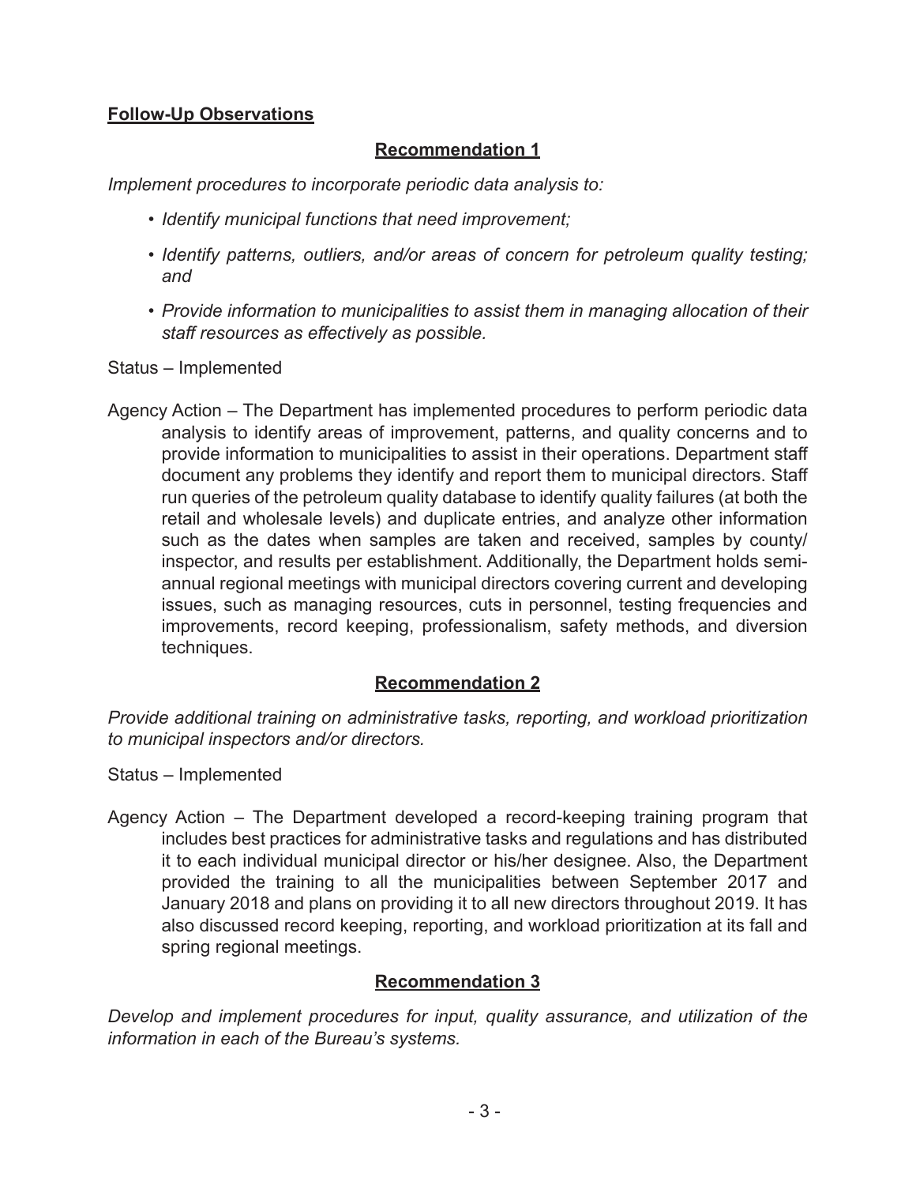**Follow-Up Observations**

## Recommendation 1

*Implement procedures to incorporate periodic data analysis to:*

- *Identify municipal functions that need improvement;*
- *Identify patterns, outliers, and/or areas of concern for petroleum quality testing; and*
- *Provide information to municipalities to assist them in managing allocation of their staff resources as effectively as possible.*

Status – Implemented

Agency Action – The Department has implemented procedures to perform periodic data analysis to identify areas of improvement, patterns, and quality concerns and to provide information to municipalities to assist in their operations. Department staff document any problems they identify and report them to municipal directors. Staff run queries of the petroleum quality database to identify quality failures (at both the retail and wholesale levels) and duplicate entries, and analyze other information such as the dates when samples are taken and received, samples by county/ inspector, and results per establishment. Additionally, the Department holds semi-annual regional meetings with municipal directors covering current and developing issues, such as managing resources, cuts in personnel, testing frequencies and improvements, record keeping, professionalism, safety methods, and diversion techniques.

## Recommendation 2

*Provide additional training on administrative tasks, reporting, and workload prioritization to municipal inspectors and/or directors.*

Status – Implemented

Agency Action – The Department developed a record-keeping training program that includes best practices for administrative tasks and regulations and has distributed it to each individual municipal director or his/her designee. Also, the Department provided the training to all the municipalities between September 2017 and January 2018 and plans on providing it to all new directors throughout 2019. It has also discussed record keeping, reporting, and workload prioritization at its fall and spring regional meetings.

## Recommendation 3

*Develop and implement procedures for input, quality assurance, and utilization of the information in each of the Bureau's systems.*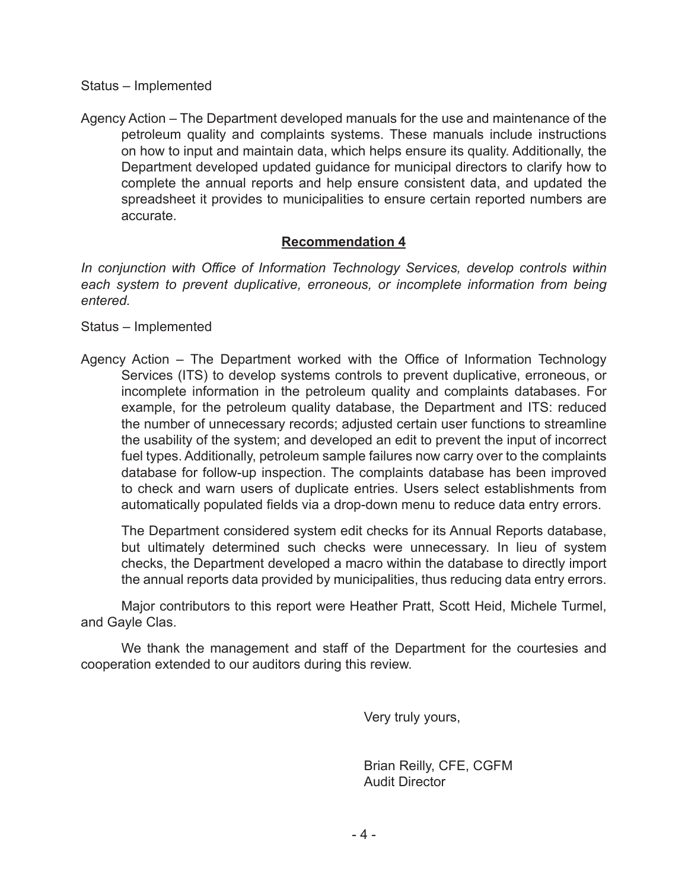Status – Implemented

Agency Action – The Department developed manuals for the use and maintenance of the petroleum quality and complaints systems. These manuals include instructions on how to input and maintain data, which helps ensure its quality. Additionally, the Department developed updated guidance for municipal directors to clarify how to complete the annual reports and help ensure consistent data, and updated the spreadsheet it provides to municipalities to ensure certain reported numbers are accurate.

## Recommendation 4

*In conjunction with Office of Information Technology Services, develop controls within each system to prevent duplicative, erroneous, or incomplete information from being entered.*

Status – Implemented

Agency Action – The Department worked with the Office of Information Technology Services (ITS) to develop systems controls to prevent duplicative, erroneous, or incomplete information in the petroleum quality and complaints databases. For example, for the petroleum quality database, the Department and ITS: reduced the number of unnecessary records; adjusted certain user functions to streamline the usability of the system; and developed an edit to prevent the input of incorrect fuel types. Additionally, petroleum sample failures now carry over to the complaints database for follow-up inspection. The complaints database has been improved to check and warn users of duplicate entries. Users select establishments from automatically populated fields via a drop-down menu to reduce data entry errors.

The Department considered system edit checks for its Annual Reports database, but ultimately determined such checks were unnecessary. In lieu of system checks, the Department developed a macro within the database to directly import the annual reports data provided by municipalities, thus reducing data entry errors.

Major contributors to this report were Heather Pratt, Scott Heid, Michele Turmel, and Gayle Clas.

We thank the management and staff of the Department for the courtesies and cooperation extended to our auditors during this review.

Very truly yours,

Brian Reilly, CFE, CGFM
Audit Director